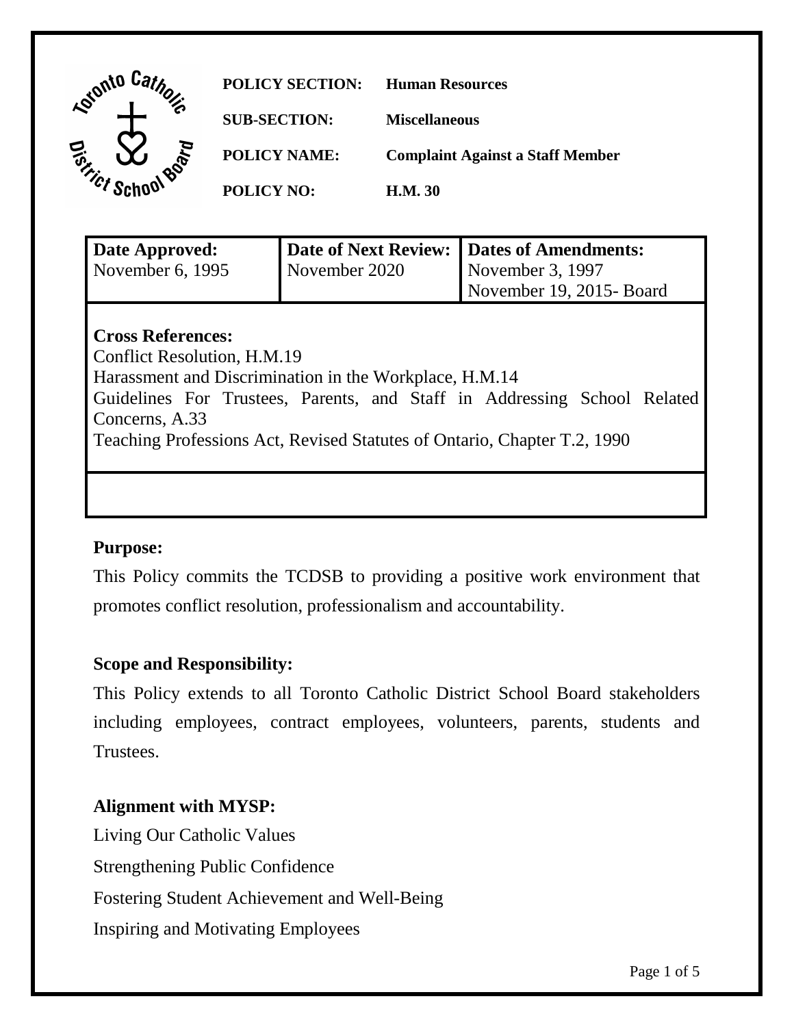**POLICY SECTION:** Human Resources

**SUB-SECTION:** Miscellaneous

**POLICY NAME:** Complaint Against a Staff Member

**POLICY NO:** H.M. 30

| **Date Approved:** | **Date of Next Review:** | **Dates of Amendments:** |
|---|---|---|
| November 6, 1995 | November 2020 | November 3, 1997<br>November 19, 2015- Board |

**Cross References:**

Conflict Resolution, H.M.19

Harassment and Discrimination in the Workplace, H.M.14

Guidelines For Trustees, Parents, and Staff in Addressing School Related Concerns, A.33

Teaching Professions Act, Revised Statutes of Ontario, Chapter T.2, 1990

## Purpose:

This Policy commits the TCDSB to providing a positive work environment that promotes conflict resolution, professionalism and accountability.

## Scope and Responsibility:

This Policy extends to all Toronto Catholic District School Board stakeholders including employees, contract employees, volunteers, parents, students and Trustees.

## Alignment with MYSP:

Living Our Catholic Values

Strengthening Public Confidence

Fostering Student Achievement and Well-Being

Inspiring and Motivating Employees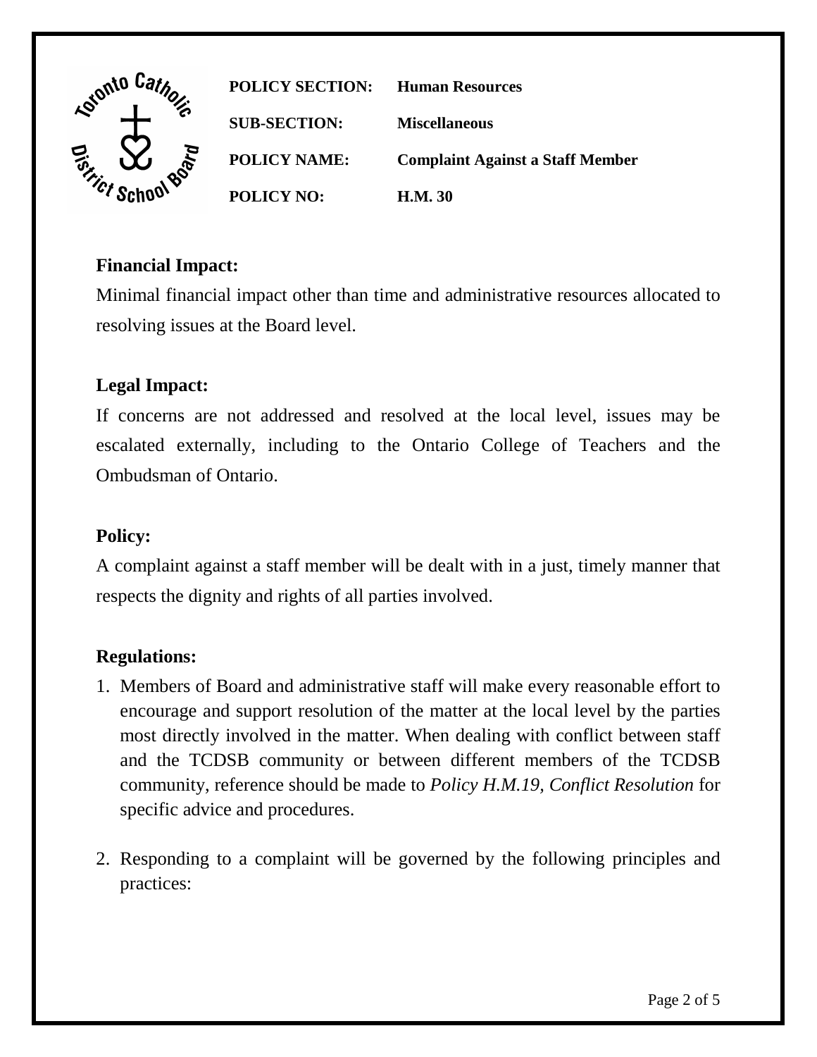| | |
|---|---|
| **POLICY SECTION:** | **Human Resources** |
| **SUB-SECTION:** | **Miscellaneous** |
| **POLICY NAME:** | **Complaint Against a Staff Member** |
| **POLICY NO:** | **H.M. 30** |

**Financial Impact:**

Minimal financial impact other than time and administrative resources allocated to resolving issues at the Board level.

**Legal Impact:**

If concerns are not addressed and resolved at the local level, issues may be escalated externally, including to the Ontario College of Teachers and the Ombudsman of Ontario.

**Policy:**

A complaint against a staff member will be dealt with in a just, timely manner that respects the dignity and rights of all parties involved.

**Regulations:**

1. Members of Board and administrative staff will make every reasonable effort to encourage and support resolution of the matter at the local level by the parties most directly involved in the matter. When dealing with conflict between staff and the TCDSB community or between different members of the TCDSB community, reference should be made to *Policy H.M.19, Conflict Resolution* for specific advice and procedures.

2. Responding to a complaint will be governed by the following principles and practices: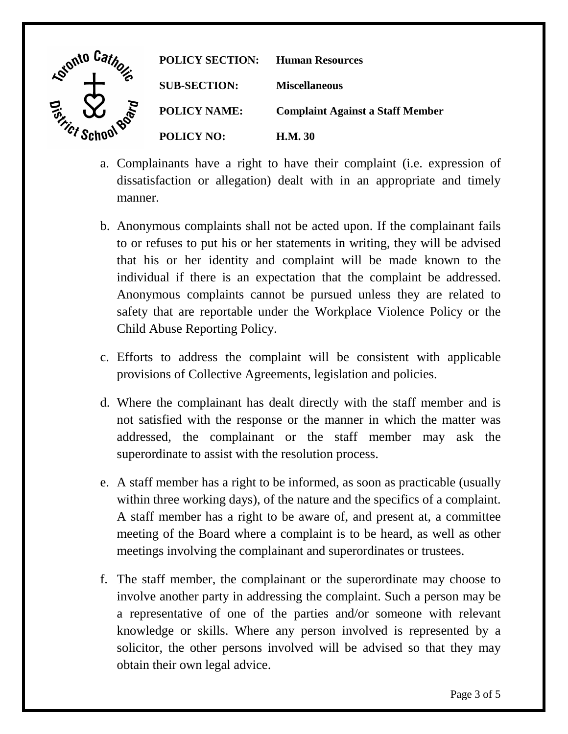a. Complainants have a right to have their complaint (i.e. expression of dissatisfaction or allegation) dealt with in an appropriate and timely manner.

b. Anonymous complaints shall not be acted upon. If the complainant fails to or refuses to put his or her statements in writing, they will be advised that his or her identity and complaint will be made known to the individual if there is an expectation that the complaint be addressed. Anonymous complaints cannot be pursued unless they are related to safety that are reportable under the Workplace Violence Policy or the Child Abuse Reporting Policy.

c. Efforts to address the complaint will be consistent with applicable provisions of Collective Agreements, legislation and policies.

d. Where the complainant has dealt directly with the staff member and is not satisfied with the response or the manner in which the matter was addressed, the complainant or the staff member may ask the superordinate to assist with the resolution process.

e. A staff member has a right to be informed, as soon as practicable (usually within three working days), of the nature and the specifics of a complaint. A staff member has a right to be aware of, and present at, a committee meeting of the Board where a complaint is to be heard, as well as other meetings involving the complainant and superordinates or trustees.

f. The staff member, the complainant or the superordinate may choose to involve another party in addressing the complaint. Such a person may be a representative of one of the parties and/or someone with relevant knowledge or skills. Where any person involved is represented by a solicitor, the other persons involved will be advised so that they may obtain their own legal advice.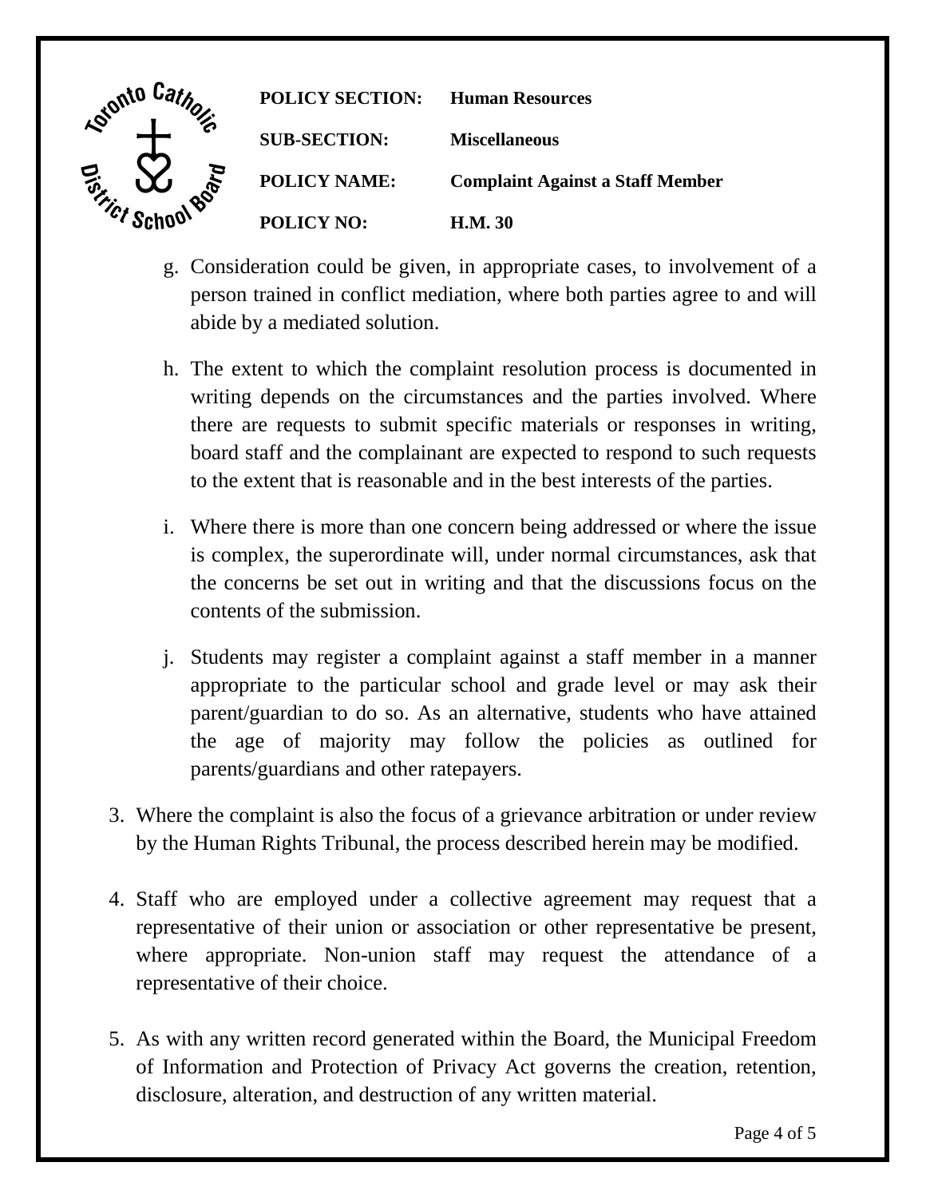g. Consideration could be given, in appropriate cases, to involvement of a person trained in conflict mediation, where both parties agree to and will abide by a mediated solution.

h. The extent to which the complaint resolution process is documented in writing depends on the circumstances and the parties involved. Where there are requests to submit specific materials or responses in writing, board staff and the complainant are expected to respond to such requests to the extent that is reasonable and in the best interests of the parties.

i. Where there is more than one concern being addressed or where the issue is complex, the superordinate will, under normal circumstances, ask that the concerns be set out in writing and that the discussions focus on the contents of the submission.

j. Students may register a complaint against a staff member in a manner appropriate to the particular school and grade level or may ask their parent/guardian to do so. As an alternative, students who have attained the age of majority may follow the policies as outlined for parents/guardians and other ratepayers.

3. Where the complaint is also the focus of a grievance arbitration or under review by the Human Rights Tribunal, the process described herein may be modified.

4. Staff who are employed under a collective agreement may request that a representative of their union or association or other representative be present, where appropriate. Non-union staff may request the attendance of a representative of their choice.

5. As with any written record generated within the Board, the Municipal Freedom of Information and Protection of Privacy Act governs the creation, retention, disclosure, alteration, and destruction of any written material.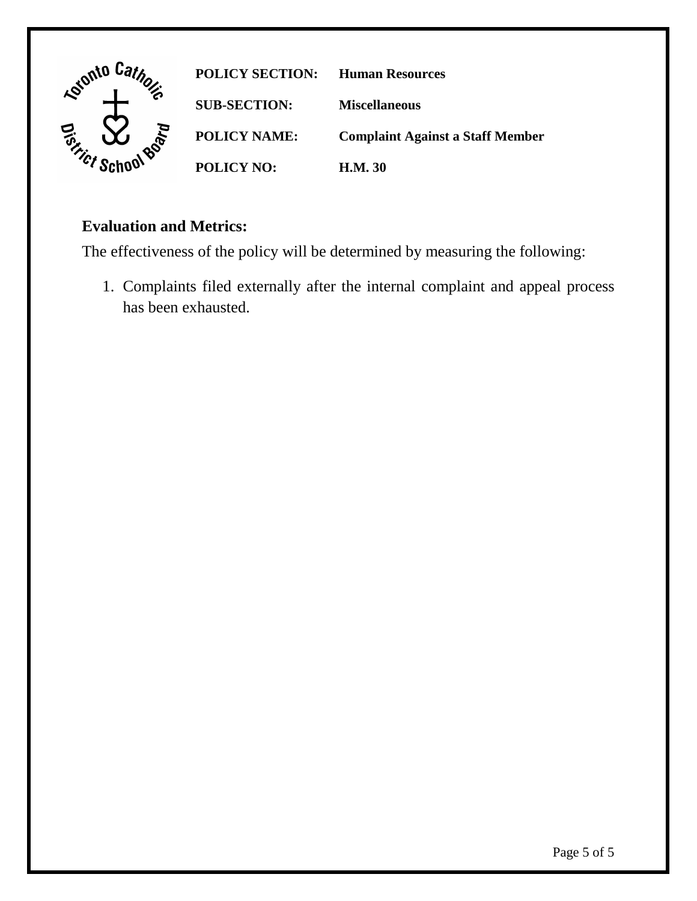**Evaluation and Metrics:**

The effectiveness of the policy will be determined by measuring the following:

1. Complaints filed externally after the internal complaint and appeal process has been exhausted.